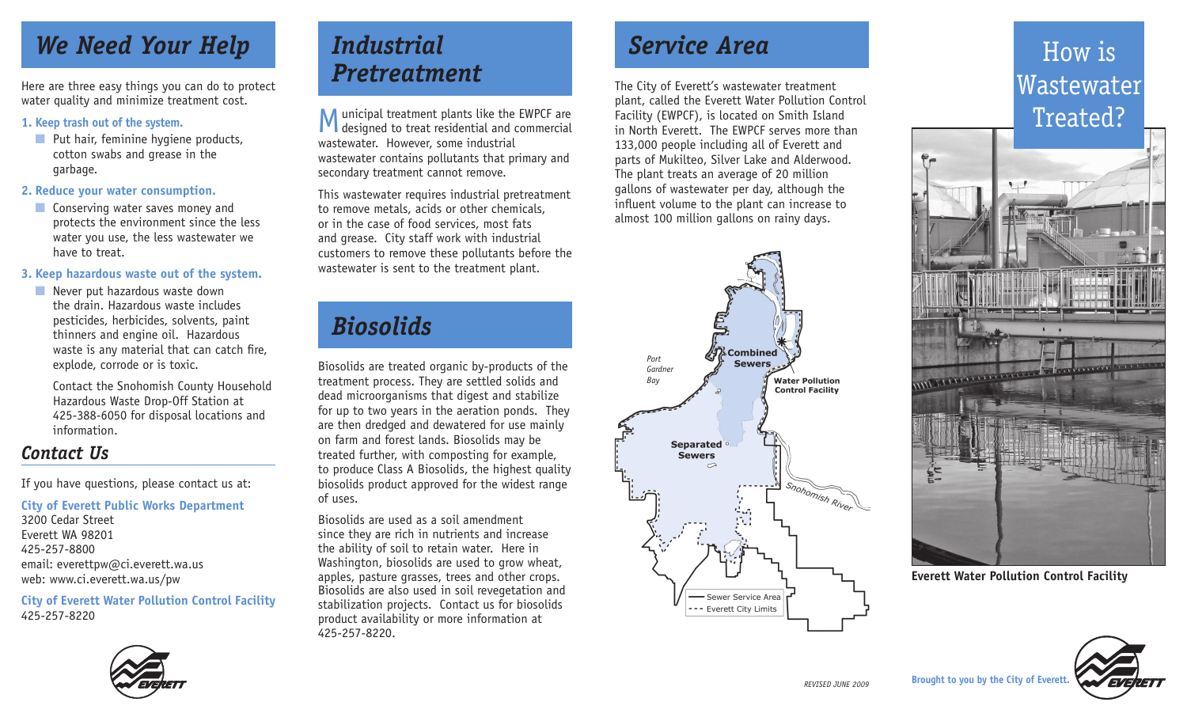# We Need Your Help

Here are three easy things you can do to protect water quality and minimize treatment cost.

**1. Keep trash out of the system.**

- Put hair, feminine hygiene products, cotton swabs and grease in the garbage.

**2. Reduce your water consumption.**

- Conserving water saves money and protects the environment since the less water you use, the less wastewater we have to treat.

**3. Keep hazardous waste out of the system.**

- Never put hazardous waste down the drain. Hazardous waste includes pesticides, herbicides, solvents, paint thinners and engine oil. Hazardous waste is any material that can catch fire, explode, corrode or is toxic.

  Contact the Snohomish County Household Hazardous Waste Drop-Off Station at 425-388-6050 for disposal locations and information.

## Contact Us

If you have questions, please contact us at:

**City of Everett Public Works Department**
3200 Cedar Street
Everett WA 98201
425-257-8800
email: everettpw@ci.everett.wa.us
web: www.ci.everett.wa.us/pw

**City of Everett Water Pollution Control Facility**
425-257-8220

# Industrial Pretreatment

Municipal treatment plants like the EWPCF are designed to treat residential and commercial wastewater. However, some industrial wastewater contains pollutants that primary and secondary treatment cannot remove.

This wastewater requires industrial pretreatment to remove metals, acids or other chemicals, or in the case of food services, most fats and grease. City staff work with industrial customers to remove these pollutants before the wastewater is sent to the treatment plant.

# Biosolids

Biosolids are treated organic by-products of the treatment process. They are settled solids and dead microorganisms that digest and stabilize for up to two years in the aeration ponds. They are then dredged and dewatered for use mainly on farm and forest lands. Biosolids may be treated further, with composting for example, to produce Class A Biosolids, the highest quality biosolids product approved for the widest range of uses.

Biosolids are used as a soil amendment since they are rich in nutrients and increase the ability of soil to retain water. Here in Washington, biosolids are used to grow wheat, apples, pasture grasses, trees and other crops. Biosolids are also used in soil revegetation and stabilization projects. Contact us for biosolids product availability or more information at 425-257-8220.

# Service Area

The City of Everett's wastewater treatment plant, called the Everett Water Pollution Control Facility (EWPCF), is located on Smith Island in North Everett. The EWPCF serves more than 133,000 people including all of Everett and parts of Mukilteo, Silver Lake and Alderwood. The plant treats an average of 20 million gallons of wastewater per day, although the influent volume to the plant can increase to almost 100 million gallons on rainy days.

Port Gardner Bay — Combined Sewers — Water Pollution Control Facility — Separated Sewers — Snohomish River

— Sewer Service Area
--- Everett City Limits

REVISED JUNE 2009

# How is Wastewater Treated?

**Everett Water Pollution Control Facility**

**Brought to you by the City of Everett.**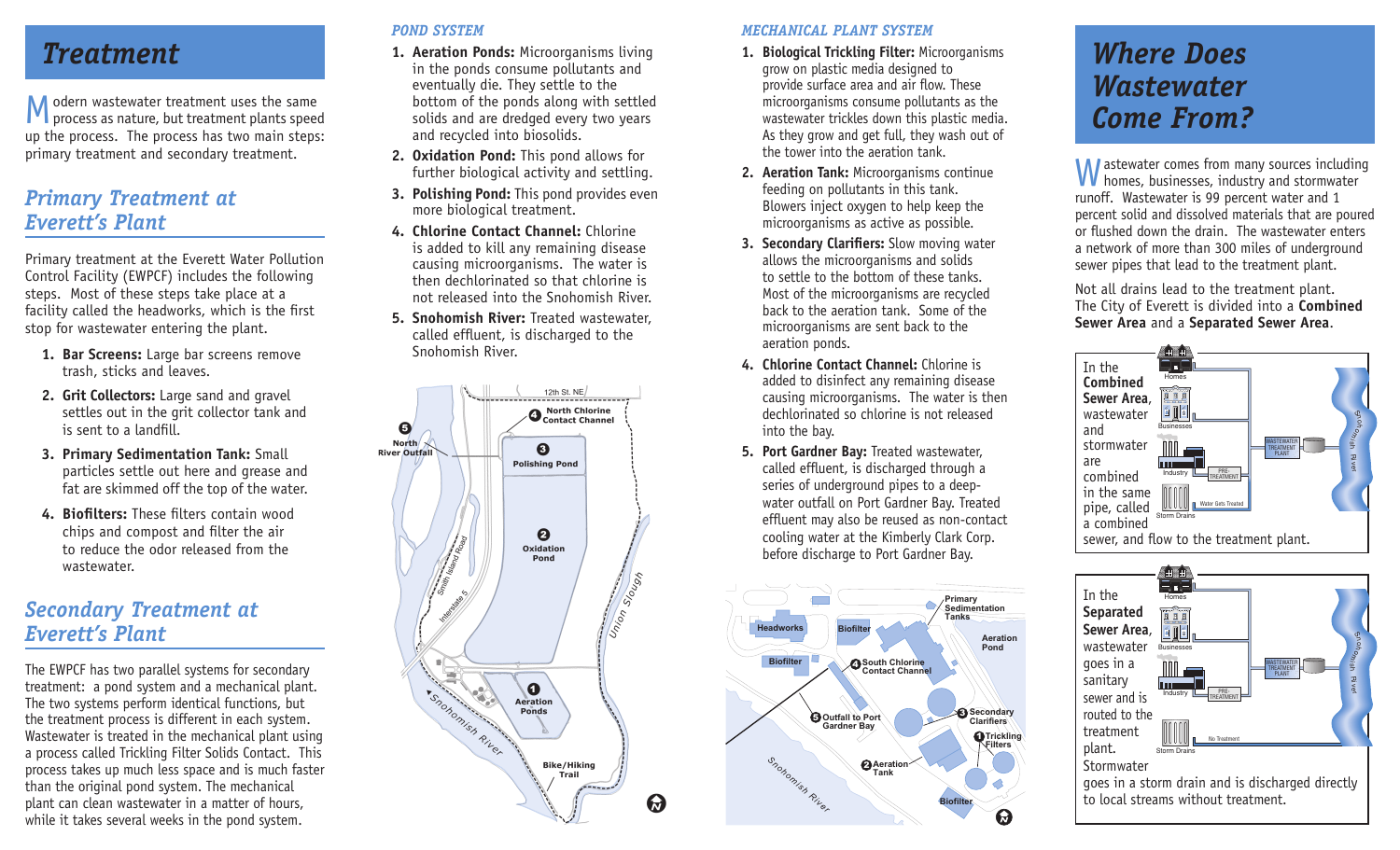# Treatment

Modern wastewater treatment uses the same process as nature, but treatment plants speed up the process. The process has two main steps: primary treatment and secondary treatment.

## *Primary Treatment at Everett's Plant*

Primary treatment at the Everett Water Pollution Control Facility (EWPCF) includes the following steps. Most of these steps take place at a facility called the headworks, which is the first stop for wastewater entering the plant.

1. **Bar Screens:** Large bar screens remove trash, sticks and leaves.
2. **Grit Collectors:** Large sand and gravel settles out in the grit collector tank and is sent to a landfill.
3. **Primary Sedimentation Tank:** Small particles settle out here and grease and fat are skimmed off the top of the water.
4. **Biofilters:** These filters contain wood chips and compost and filter the air to reduce the odor released from the wastewater.

## *Secondary Treatment at Everett's Plant*

The EWPCF has two parallel systems for secondary treatment: a pond system and a mechanical plant. The two systems perform identical functions, but the treatment process is different in each system. Wastewater is treated in the mechanical plant using a process called Trickling Filter Solids Contact. This process takes up much less space and is much faster than the original pond system. The mechanical plant can clean wastewater in a matter of hours, while it takes several weeks in the pond system.

### *POND SYSTEM*

1. **Aeration Ponds:** Microorganisms living in the ponds consume pollutants and eventually die. They settle to the bottom of the ponds along with settled solids and are dredged every two years and recycled into biosolids.
2. **Oxidation Pond:** This pond allows for further biological activity and settling.
3. **Polishing Pond:** This pond provides even more biological treatment.
4. **Chlorine Contact Channel:** Chlorine is added to kill any remaining disease causing microorganisms. The water is then dechlorinated so that chlorine is not released into the Snohomish River.
5. **Snohomish River:** Treated wastewater, called effluent, is discharged to the Snohomish River.

12th St. NE
4 North Chlorine Contact Channel
5 North River Outfall
3 Polishing Pond
2 Oxidation Pond
Smith Island Road
Interstate 5
Union Slough
1 Aeration Ponds
Snohomish River
Bike/Hiking Trail

### *MECHANICAL PLANT SYSTEM*

1. **Biological Trickling Filter:** Microorganisms grow on plastic media designed to provide surface area and air flow. These microorganisms consume pollutants as the wastewater trickles down this plastic media. As they grow and get full, they wash out of the tower into the aeration tank.
2. **Aeration Tank:** Microorganisms continue feeding on pollutants in this tank. Blowers inject oxygen to help keep the microorganisms as active as possible.
3. **Secondary Clarifiers:** Slow moving water allows the microorganisms and solids to settle to the bottom of these tanks. Most of the microorganisms are recycled back to the aeration tank. Some of the microorganisms are sent back to the aeration ponds.
4. **Chlorine Contact Channel:** Chlorine is added to disinfect any remaining disease causing microorganisms. The water is then dechlorinated so chlorine is not released into the bay.
5. **Port Gardner Bay:** Treated wastewater, called effluent, is discharged through a series of underground pipes to a deep-water outfall on Port Gardner Bay. Treated effluent may also be reused as non-contact cooling water at the Kimberly Clark Corp. before discharge to Port Gardner Bay.

Headworks
Biofilter
Primary Sedimentation Tanks
Aeration Pond
Biofilter
4 South Chlorine Contact Channel
5 Outfall to Port Gardner Bay
3 Secondary Clarifiers
1 Trickling Filters
2 Aeration Tank
Snohomish River
Biofilter

# *Where Does Wastewater Come From?*

Wastewater comes from many sources including homes, businesses, industry and stormwater runoff. Wastewater is 99 percent water and 1 percent solid and dissolved materials that are poured or flushed down the drain. The wastewater enters a network of more than 300 miles of underground sewer pipes that lead to the treatment plant.

Not all drains lead to the treatment plant. The City of Everett is divided into a **Combined Sewer Area** and a **Separated Sewer Area**.

In the **Combined Sewer Area**, wastewater and stormwater are combined in the same pipe, called a combined sewer, and flow to the treatment plant.

Homes
Businesses
Industry
Storm Drains
Pre-Treatment
Wastewater Treatment Plant
Water Gets Treated
Snohomish River

In the **Separated Sewer Area**, wastewater goes in a sanitary sewer and is routed to the treatment plant. Stormwater goes in a storm drain and is discharged directly to local streams without treatment.

Homes
Businesses
Industry
Storm Drains
Pre-Treatment
Wastewater Treatment Plant
No Treatment
Snohomish River